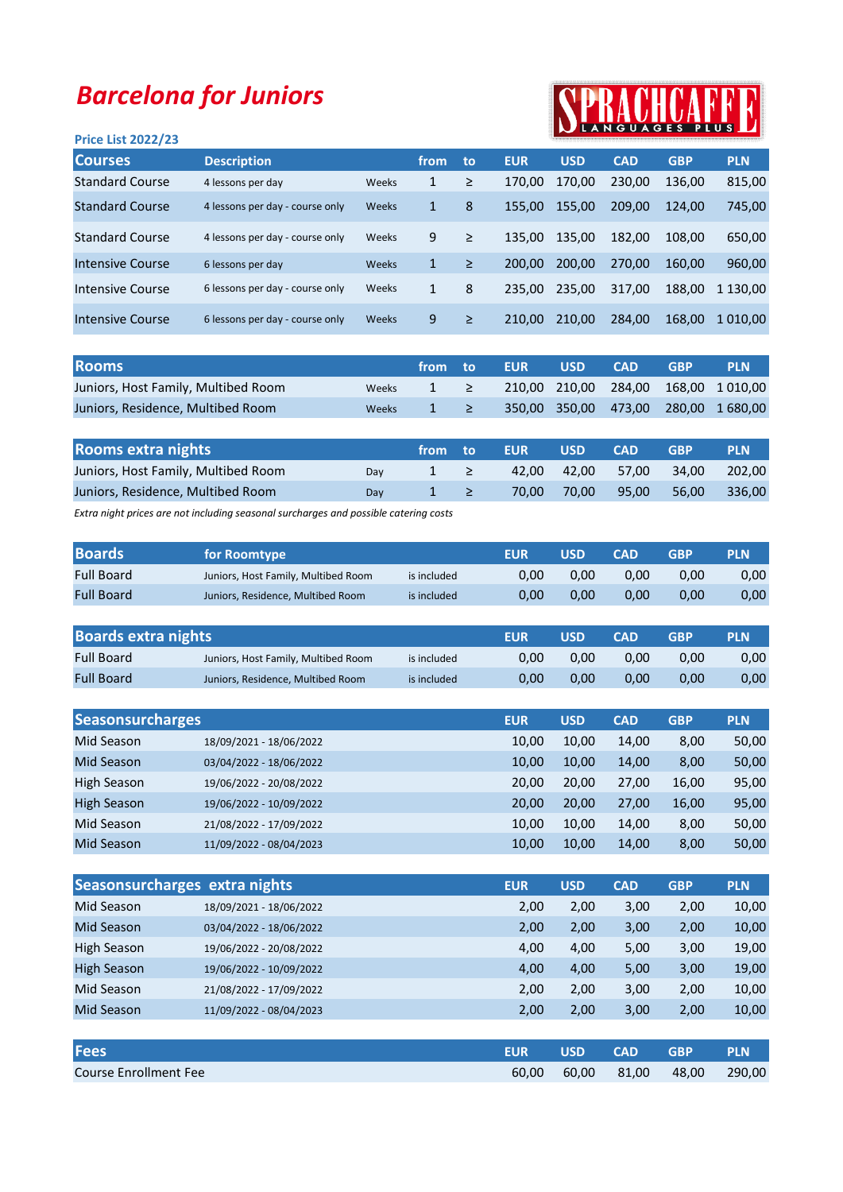# Barcelona for Juniors

SPRACHCAFFE LANGUAGES PLUS

**Price List 2022/23**

| Courses | Description | | from | to | EUR | USD | CAD | GBP | PLN |
|---|---|---|---|---|---|---|---|---|---|
| Standard Course | 4 lessons per day | Weeks | 1 | ≥ | 170,00 | 170,00 | 230,00 | 136,00 | 815,00 |
| Standard Course | 4 lessons per day - course only | Weeks | 1 | 8 | 155,00 | 155,00 | 209,00 | 124,00 | 745,00 |
| Standard Course | 4 lessons per day - course only | Weeks | 9 | ≥ | 135,00 | 135,00 | 182,00 | 108,00 | 650,00 |
| Intensive Course | 6 lessons per day | Weeks | 1 | ≥ | 200,00 | 200,00 | 270,00 | 160,00 | 960,00 |
| Intensive Course | 6 lessons per day - course only | Weeks | 1 | 8 | 235,00 | 235,00 | 317,00 | 188,00 | 1 130,00 |
| Intensive Course | 6 lessons per day - course only | Weeks | 9 | ≥ | 210,00 | 210,00 | 284,00 | 168,00 | 1 010,00 |

| Rooms | | from | to | EUR | USD | CAD | GBP | PLN |
|---|---|---|---|---|---|---|---|---|
| Juniors, Host Family, Multibed Room | Weeks | 1 | ≥ | 210,00 | 210,00 | 284,00 | 168,00 | 1 010,00 |
| Juniors, Residence, Multibed Room | Weeks | 1 | ≥ | 350,00 | 350,00 | 473,00 | 280,00 | 1 680,00 |

| Rooms extra nights | | from | to | EUR | USD | CAD | GBP | PLN |
|---|---|---|---|---|---|---|---|---|
| Juniors, Host Family, Multibed Room | Day | 1 | ≥ | 42,00 | 42,00 | 57,00 | 34,00 | 202,00 |
| Juniors, Residence, Multibed Room | Day | 1 | ≥ | 70,00 | 70,00 | 95,00 | 56,00 | 336,00 |

*Extra night prices are not including seasonal surcharges and possible catering costs*

| Boards | for Roomtype | | EUR | USD | CAD | GBP | PLN |
|---|---|---|---|---|---|---|---|
| Full Board | Juniors, Host Family, Multibed Room | is included | 0,00 | 0,00 | 0,00 | 0,00 | 0,00 |
| Full Board | Juniors, Residence, Multibed Room | is included | 0,00 | 0,00 | 0,00 | 0,00 | 0,00 |

| Boards extra nights | | | EUR | USD | CAD | GBP | PLN |
|---|---|---|---|---|---|---|---|
| Full Board | Juniors, Host Family, Multibed Room | is included | 0,00 | 0,00 | 0,00 | 0,00 | 0,00 |
| Full Board | Juniors, Residence, Multibed Room | is included | 0,00 | 0,00 | 0,00 | 0,00 | 0,00 |

| Seasonsurcharges | | EUR | USD | CAD | GBP | PLN |
|---|---|---|---|---|---|---|
| Mid Season | 18/09/2021 - 18/06/2022 | 10,00 | 10,00 | 14,00 | 8,00 | 50,00 |
| Mid Season | 03/04/2022 - 18/06/2022 | 10,00 | 10,00 | 14,00 | 8,00 | 50,00 |
| High Season | 19/06/2022 - 20/08/2022 | 20,00 | 20,00 | 27,00 | 16,00 | 95,00 |
| High Season | 19/06/2022 - 10/09/2022 | 20,00 | 20,00 | 27,00 | 16,00 | 95,00 |
| Mid Season | 21/08/2022 - 17/09/2022 | 10,00 | 10,00 | 14,00 | 8,00 | 50,00 |
| Mid Season | 11/09/2022 - 08/04/2023 | 10,00 | 10,00 | 14,00 | 8,00 | 50,00 |

| Seasonsurcharges extra nights | | EUR | USD | CAD | GBP | PLN |
|---|---|---|---|---|---|---|
| Mid Season | 18/09/2021 - 18/06/2022 | 2,00 | 2,00 | 3,00 | 2,00 | 10,00 |
| Mid Season | 03/04/2022 - 18/06/2022 | 2,00 | 2,00 | 3,00 | 2,00 | 10,00 |
| High Season | 19/06/2022 - 20/08/2022 | 4,00 | 4,00 | 5,00 | 3,00 | 19,00 |
| High Season | 19/06/2022 - 10/09/2022 | 4,00 | 4,00 | 5,00 | 3,00 | 19,00 |
| Mid Season | 21/08/2022 - 17/09/2022 | 2,00 | 2,00 | 3,00 | 2,00 | 10,00 |
| Mid Season | 11/09/2022 - 08/04/2023 | 2,00 | 2,00 | 3,00 | 2,00 | 10,00 |

| Fees | EUR | USD | CAD | GBP | PLN |
|---|---|---|---|---|---|
| Course Enrollment Fee | 60,00 | 60,00 | 81,00 | 48,00 | 290,00 |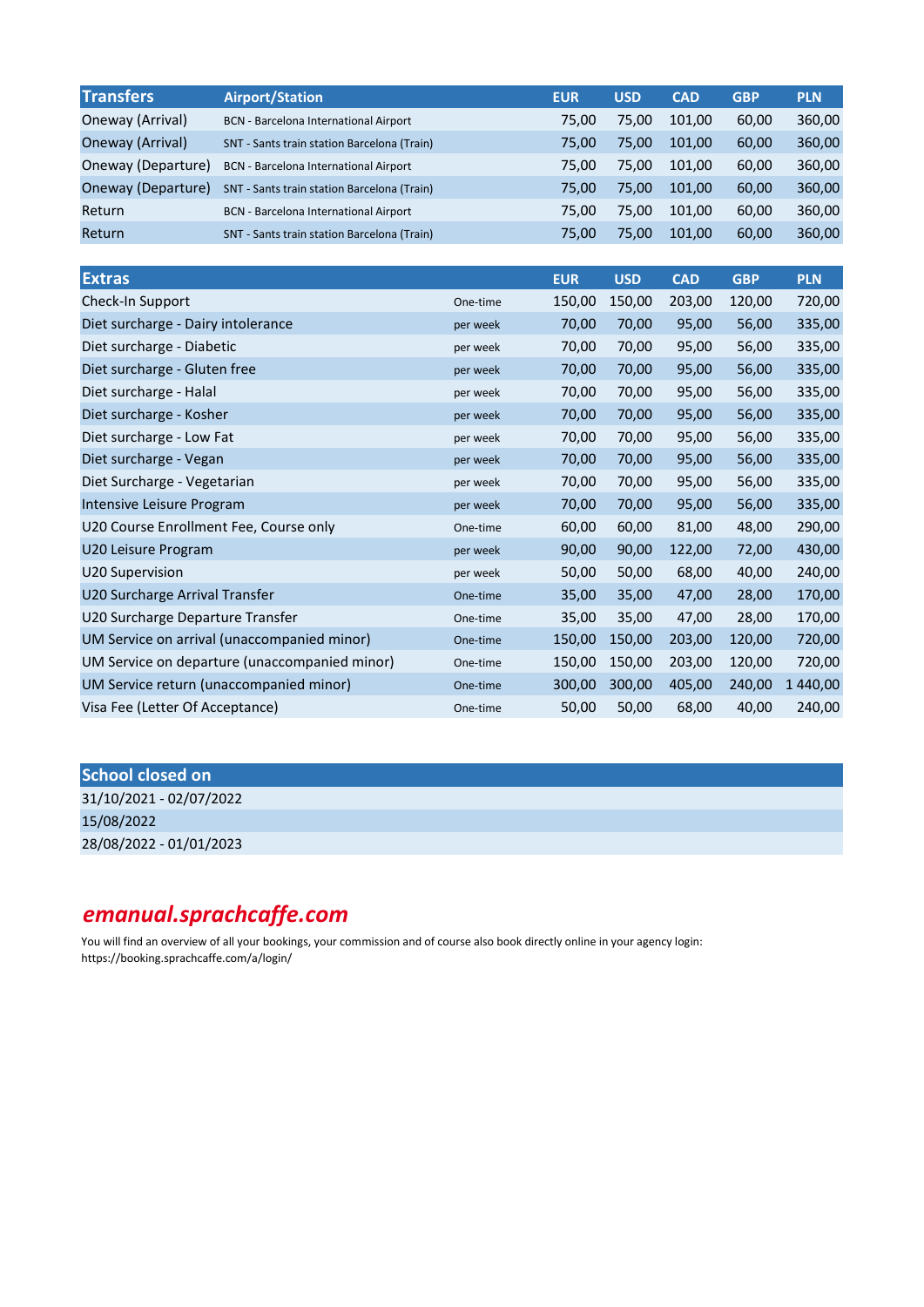| Transfers | Airport/Station | EUR | USD | CAD | GBP | PLN |
|---|---|---|---|---|---|---|
| Oneway (Arrival) | BCN - Barcelona International Airport | 75,00 | 75,00 | 101,00 | 60,00 | 360,00 |
| Oneway (Arrival) | SNT - Sants train station Barcelona (Train) | 75,00 | 75,00 | 101,00 | 60,00 | 360,00 |
| Oneway (Departure) | BCN - Barcelona International Airport | 75,00 | 75,00 | 101,00 | 60,00 | 360,00 |
| Oneway (Departure) | SNT - Sants train station Barcelona (Train) | 75,00 | 75,00 | 101,00 | 60,00 | 360,00 |
| Return | BCN - Barcelona International Airport | 75,00 | 75,00 | 101,00 | 60,00 | 360,00 |
| Return | SNT - Sants train station Barcelona (Train) | 75,00 | 75,00 | 101,00 | 60,00 | 360,00 |

| Extras | | EUR | USD | CAD | GBP | PLN |
|---|---|---|---|---|---|---|
| Check-In Support | One-time | 150,00 | 150,00 | 203,00 | 120,00 | 720,00 |
| Diet surcharge - Dairy intolerance | per week | 70,00 | 70,00 | 95,00 | 56,00 | 335,00 |
| Diet surcharge - Diabetic | per week | 70,00 | 70,00 | 95,00 | 56,00 | 335,00 |
| Diet surcharge - Gluten free | per week | 70,00 | 70,00 | 95,00 | 56,00 | 335,00 |
| Diet surcharge - Halal | per week | 70,00 | 70,00 | 95,00 | 56,00 | 335,00 |
| Diet surcharge - Kosher | per week | 70,00 | 70,00 | 95,00 | 56,00 | 335,00 |
| Diet surcharge - Low Fat | per week | 70,00 | 70,00 | 95,00 | 56,00 | 335,00 |
| Diet surcharge - Vegan | per week | 70,00 | 70,00 | 95,00 | 56,00 | 335,00 |
| Diet Surcharge - Vegetarian | per week | 70,00 | 70,00 | 95,00 | 56,00 | 335,00 |
| Intensive Leisure Program | per week | 70,00 | 70,00 | 95,00 | 56,00 | 335,00 |
| U20 Course Enrollment Fee, Course only | One-time | 60,00 | 60,00 | 81,00 | 48,00 | 290,00 |
| U20 Leisure Program | per week | 90,00 | 90,00 | 122,00 | 72,00 | 430,00 |
| U20 Supervision | per week | 50,00 | 50,00 | 68,00 | 40,00 | 240,00 |
| U20 Surcharge Arrival Transfer | One-time | 35,00 | 35,00 | 47,00 | 28,00 | 170,00 |
| U20 Surcharge Departure Transfer | One-time | 35,00 | 35,00 | 47,00 | 28,00 | 170,00 |
| UM Service on arrival (unaccompanied minor) | One-time | 150,00 | 150,00 | 203,00 | 120,00 | 720,00 |
| UM Service on departure (unaccompanied minor) | One-time | 150,00 | 150,00 | 203,00 | 120,00 | 720,00 |
| UM Service return (unaccompanied minor) | One-time | 300,00 | 300,00 | 405,00 | 240,00 | 1 440,00 |
| Visa Fee (Letter Of Acceptance) | One-time | 50,00 | 50,00 | 68,00 | 40,00 | 240,00 |

| School closed on |
|---|
| 31/10/2021 - 02/07/2022 |
| 15/08/2022 |
| 28/08/2022 - 01/01/2023 |

## *emanual.sprachcaffe.com*

You will find an overview of all your bookings, your commission and of course also book directly online in your agency login:
https://booking.sprachcaffe.com/a/login/